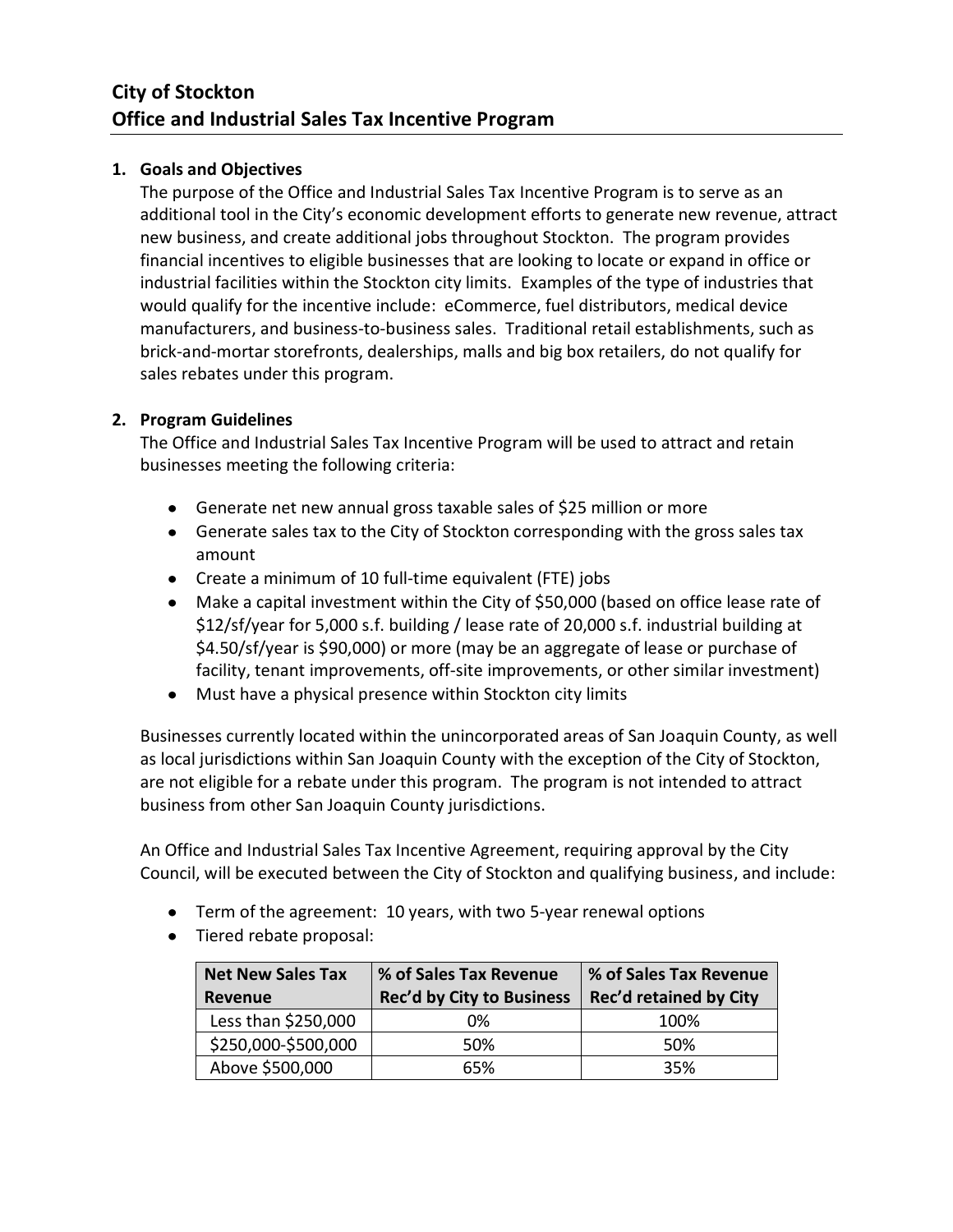# City of Stockton
# Office and Industrial Sales Tax Incentive Program

## 1. Goals and Objectives

The purpose of the Office and Industrial Sales Tax Incentive Program is to serve as an additional tool in the City's economic development efforts to generate new revenue, attract new business, and create additional jobs throughout Stockton. The program provides financial incentives to eligible businesses that are looking to locate or expand in office or industrial facilities within the Stockton city limits. Examples of the type of industries that would qualify for the incentive include: eCommerce, fuel distributors, medical device manufacturers, and business-to-business sales. Traditional retail establishments, such as brick-and-mortar storefronts, dealerships, malls and big box retailers, do not qualify for sales rebates under this program.

## 2. Program Guidelines

The Office and Industrial Sales Tax Incentive Program will be used to attract and retain businesses meeting the following criteria:

- Generate net new annual gross taxable sales of $25 million or more
- Generate sales tax to the City of Stockton corresponding with the gross sales tax amount
- Create a minimum of 10 full-time equivalent (FTE) jobs
- Make a capital investment within the City of $50,000 (based on office lease rate of $12/sf/year for 5,000 s.f. building / lease rate of 20,000 s.f. industrial building at $4.50/sf/year is $90,000) or more (may be an aggregate of lease or purchase of facility, tenant improvements, off-site improvements, or other similar investment)
- Must have a physical presence within Stockton city limits

Businesses currently located within the unincorporated areas of San Joaquin County, as well as local jurisdictions within San Joaquin County with the exception of the City of Stockton, are not eligible for a rebate under this program. The program is not intended to attract business from other San Joaquin County jurisdictions.

An Office and Industrial Sales Tax Incentive Agreement, requiring approval by the City Council, will be executed between the City of Stockton and qualifying business, and include:

- Term of the agreement: 10 years, with two 5-year renewal options
- Tiered rebate proposal:

| Net New Sales Tax Revenue | % of Sales Tax Revenue Rec'd by City to Business | % of Sales Tax Revenue Rec'd retained by City |
|---|---|---|
| Less than $250,000 | 0% | 100% |
| $250,000-$500,000 | 50% | 50% |
| Above $500,000 | 65% | 35% |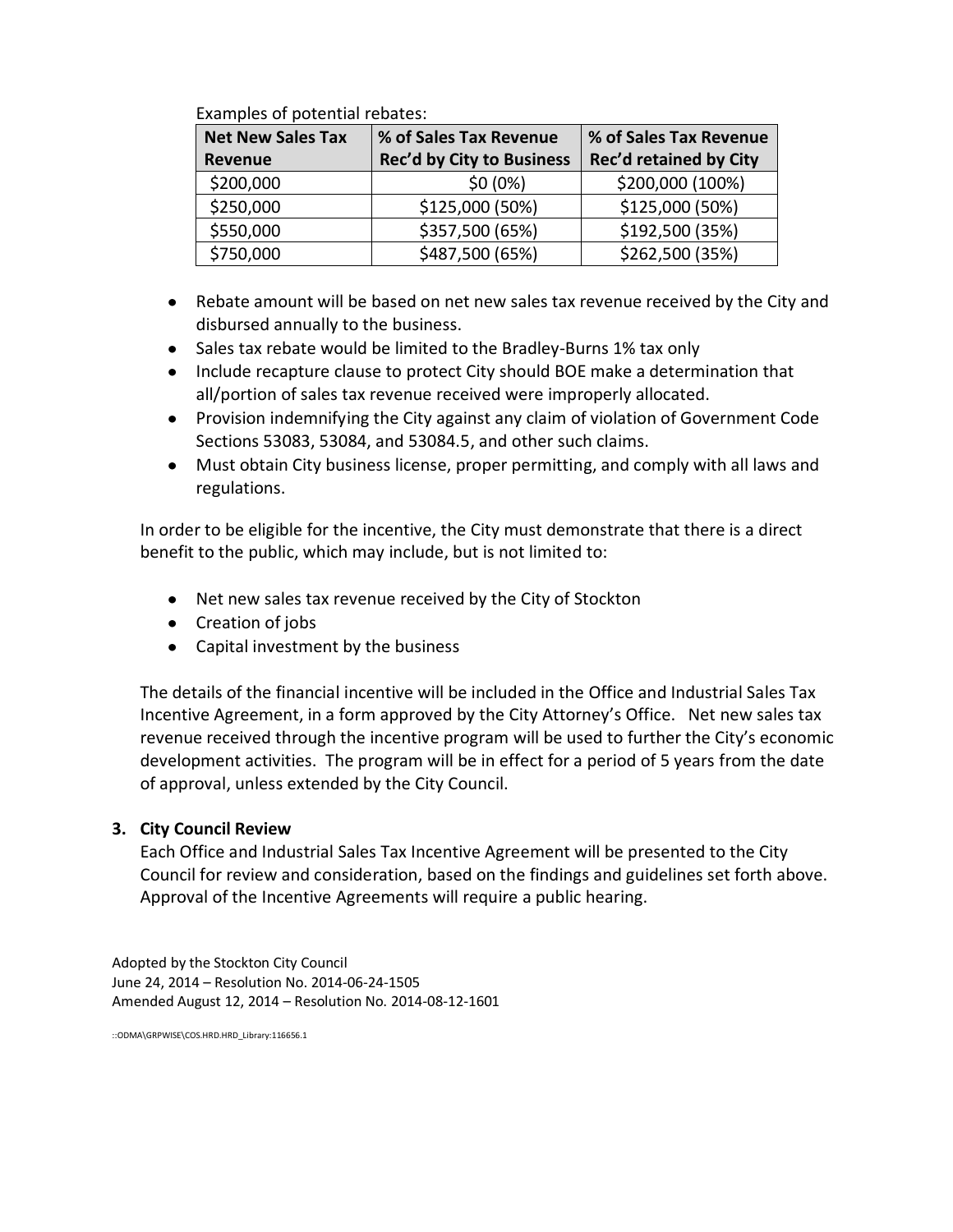Examples of potential rebates:

| Net New Sales Tax Revenue | % of Sales Tax Revenue Rec'd by City to Business | % of Sales Tax Revenue Rec'd retained by City |
|---|---|---|
| $200,000 | $0 (0%) | $200,000 (100%) |
| $250,000 | $125,000 (50%) | $125,000 (50%) |
| $550,000 | $357,500 (65%) | $192,500 (35%) |
| $750,000 | $487,500 (65%) | $262,500 (35%) |

- Rebate amount will be based on net new sales tax revenue received by the City and disbursed annually to the business.
- Sales tax rebate would be limited to the Bradley-Burns 1% tax only
- Include recapture clause to protect City should BOE make a determination that all/portion of sales tax revenue received were improperly allocated.
- Provision indemnifying the City against any claim of violation of Government Code Sections 53083, 53084, and 53084.5, and other such claims.
- Must obtain City business license, proper permitting, and comply with all laws and regulations.

In order to be eligible for the incentive, the City must demonstrate that there is a direct benefit to the public, which may include, but is not limited to:

- Net new sales tax revenue received by the City of Stockton
- Creation of jobs
- Capital investment by the business

The details of the financial incentive will be included in the Office and Industrial Sales Tax Incentive Agreement, in a form approved by the City Attorney's Office. Net new sales tax revenue received through the incentive program will be used to further the City's economic development activities. The program will be in effect for a period of 5 years from the date of approval, unless extended by the City Council.

**3. City Council Review**

Each Office and Industrial Sales Tax Incentive Agreement will be presented to the City Council for review and consideration, based on the findings and guidelines set forth above. Approval of the Incentive Agreements will require a public hearing.

Adopted by the Stockton City Council
June 24, 2014 – Resolution No. 2014-06-24-1505
Amended August 12, 2014 – Resolution No. 2014-08-12-1601

::ODMA\GRPWISE\COS.HRD.HRD_Library:116656.1